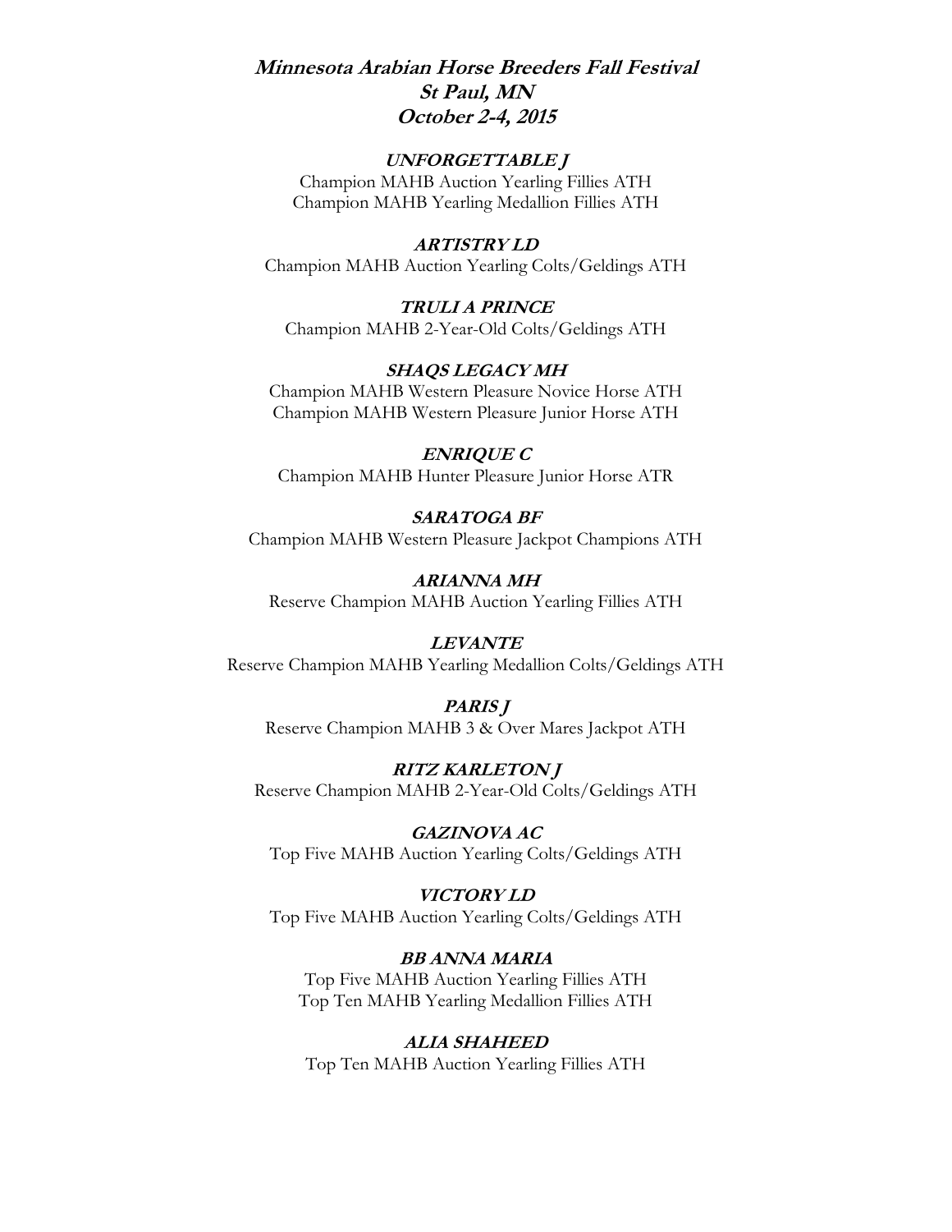# *Minnesota Arabian Horse Breeders Fall Festival*
## *St Paul, MN*
## *October 2-4, 2015*

***UNFORGETTABLE J***
Champion MAHB Auction Yearling Fillies ATH
Champion MAHB Yearling Medallion Fillies ATH

***ARTISTRY LD***
Champion MAHB Auction Yearling Colts/Geldings ATH

***TRULI A PRINCE***
Champion MAHB 2-Year-Old Colts/Geldings ATH

***SHAQS LEGACY MH***
Champion MAHB Western Pleasure Novice Horse ATH
Champion MAHB Western Pleasure Junior Horse ATH

***ENRIQUE C***
Champion MAHB Hunter Pleasure Junior Horse ATR

***SARATOGA BF***
Champion MAHB Western Pleasure Jackpot Champions ATH

***ARIANNA MH***
Reserve Champion MAHB Auction Yearling Fillies ATH

***LEVANTE***
Reserve Champion MAHB Yearling Medallion Colts/Geldings ATH

***PARIS J***
Reserve Champion MAHB 3 & Over Mares Jackpot ATH

***RITZ KARLETON J***
Reserve Champion MAHB 2-Year-Old Colts/Geldings ATH

***GAZINOVA AC***
Top Five MAHB Auction Yearling Colts/Geldings ATH

***VICTORY LD***
Top Five MAHB Auction Yearling Colts/Geldings ATH

***BB ANNA MARIA***
Top Five MAHB Auction Yearling Fillies ATH
Top Ten MAHB Yearling Medallion Fillies ATH

***ALIA SHAHEED***
Top Ten MAHB Auction Yearling Fillies ATH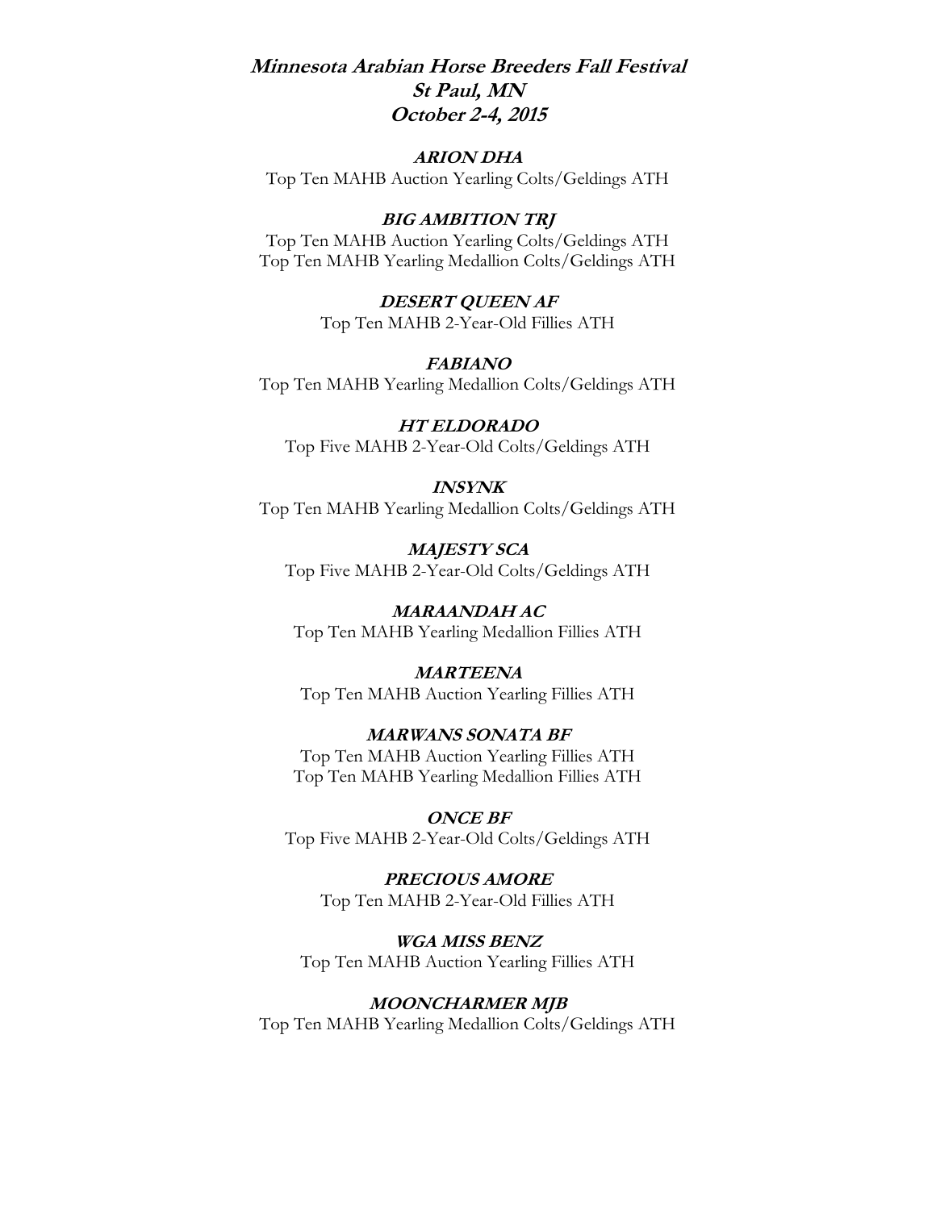# *Minnesota Arabian Horse Breeders Fall Festival*
## *St Paul, MN*
## *October 2-4, 2015*

***ARION DHA***
Top Ten MAHB Auction Yearling Colts/Geldings ATH

***BIG AMBITION TRJ***
Top Ten MAHB Auction Yearling Colts/Geldings ATH
Top Ten MAHB Yearling Medallion Colts/Geldings ATH

***DESERT QUEEN AF***
Top Ten MAHB 2-Year-Old Fillies ATH

***FABIANO***
Top Ten MAHB Yearling Medallion Colts/Geldings ATH

***HT ELDORADO***
Top Five MAHB 2-Year-Old Colts/Geldings ATH

***INSYNK***
Top Ten MAHB Yearling Medallion Colts/Geldings ATH

***MAJESTY SCA***
Top Five MAHB 2-Year-Old Colts/Geldings ATH

***MARAANDAH AC***
Top Ten MAHB Yearling Medallion Fillies ATH

***MARTEENA***
Top Ten MAHB Auction Yearling Fillies ATH

***MARWANS SONATA BF***
Top Ten MAHB Auction Yearling Fillies ATH
Top Ten MAHB Yearling Medallion Fillies ATH

***ONCE BF***
Top Five MAHB 2-Year-Old Colts/Geldings ATH

***PRECIOUS AMORE***
Top Ten MAHB 2-Year-Old Fillies ATH

***WGA MISS BENZ***
Top Ten MAHB Auction Yearling Fillies ATH

***MOONCHARMER MJB***
Top Ten MAHB Yearling Medallion Colts/Geldings ATH